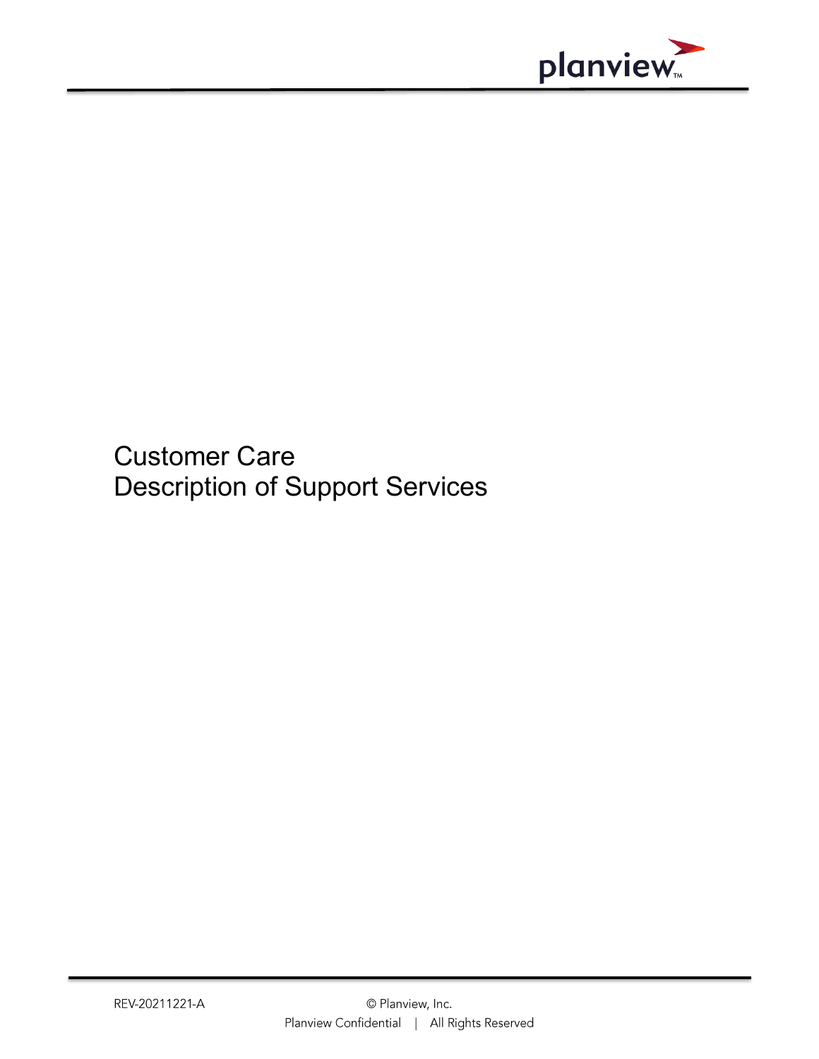# Customer Care
# Description of Support Services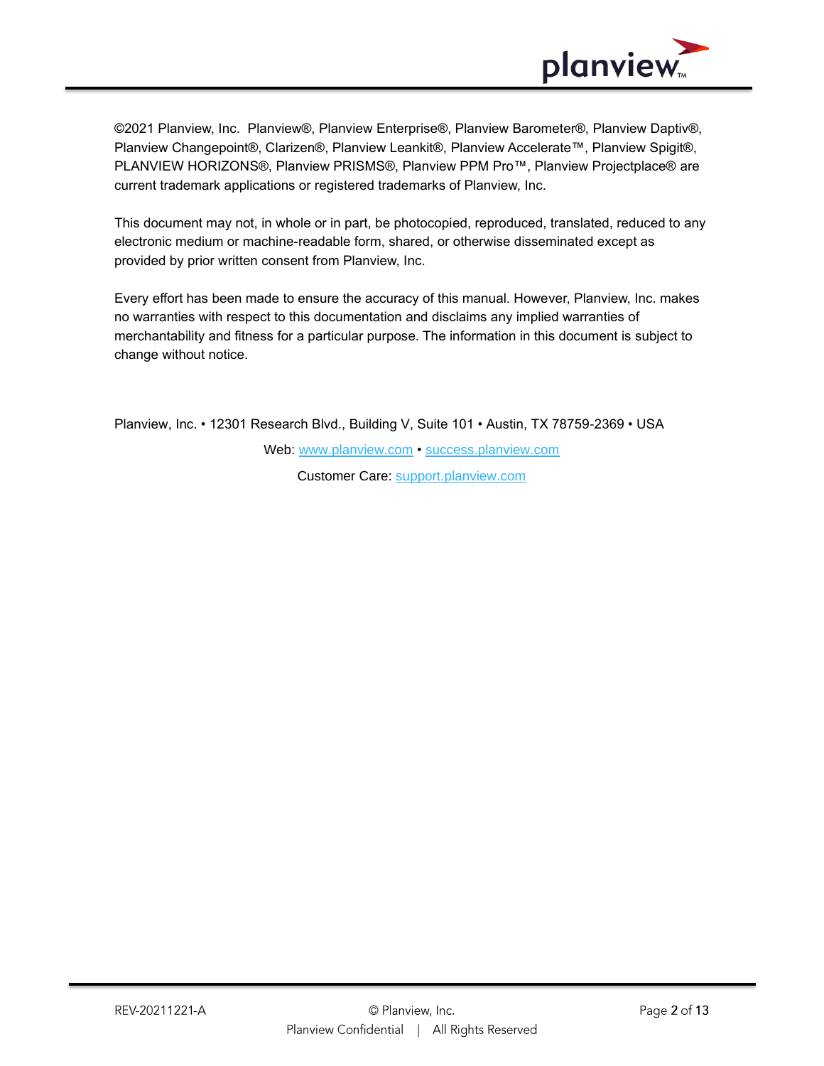©2021 Planview, Inc. Planview®, Planview Enterprise®, Planview Barometer®, Planview Daptiv®, Planview Changepoint®, Clarizen®, Planview Leankit®, Planview Accelerate™, Planview Spigit®, PLANVIEW HORIZONS®, Planview PRISMS®, Planview PPM Pro™, Planview Projectplace® are current trademark applications or registered trademarks of Planview, Inc.

This document may not, in whole or in part, be photocopied, reproduced, translated, reduced to any electronic medium or machine-readable form, shared, or otherwise disseminated except as provided by prior written consent from Planview, Inc.

Every effort has been made to ensure the accuracy of this manual. However, Planview, Inc. makes no warranties with respect to this documentation and disclaims any implied warranties of merchantability and fitness for a particular purpose. The information in this document is subject to change without notice.

Planview, Inc. • 12301 Research Blvd., Building V, Suite 101 • Austin, TX 78759-2369 • USA

Web: [www.planview.com](http://www.planview.com) • [success.planview.com](http://success.planview.com)

Customer Care: [support.planview.com](http://support.planview.com)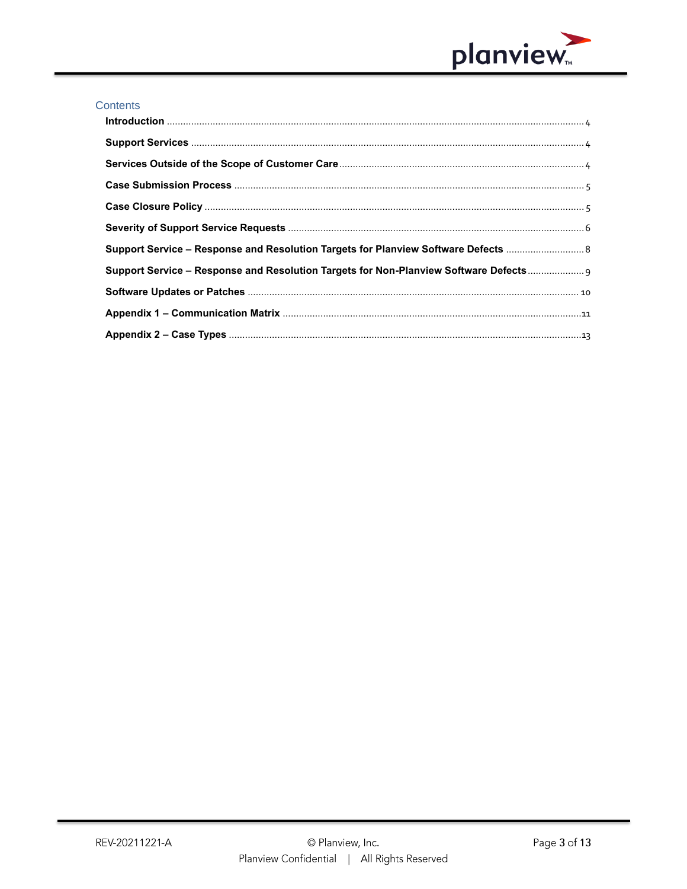## Contents

| | |
|---|---|
| **Introduction** | 4 |
| **Support Services** | 4 |
| **Services Outside of the Scope of Customer Care** | 4 |
| **Case Submission Process** | 5 |
| **Case Closure Policy** | 5 |
| **Severity of Support Service Requests** | 6 |
| **Support Service – Response and Resolution Targets for Planview Software Defects** | 8 |
| **Support Service – Response and Resolution Targets for Non-Planview Software Defects** | 9 |
| **Software Updates or Patches** | 10 |
| **Appendix 1 – Communication Matrix** | 11 |
| **Appendix 2 – Case Types** | 13 |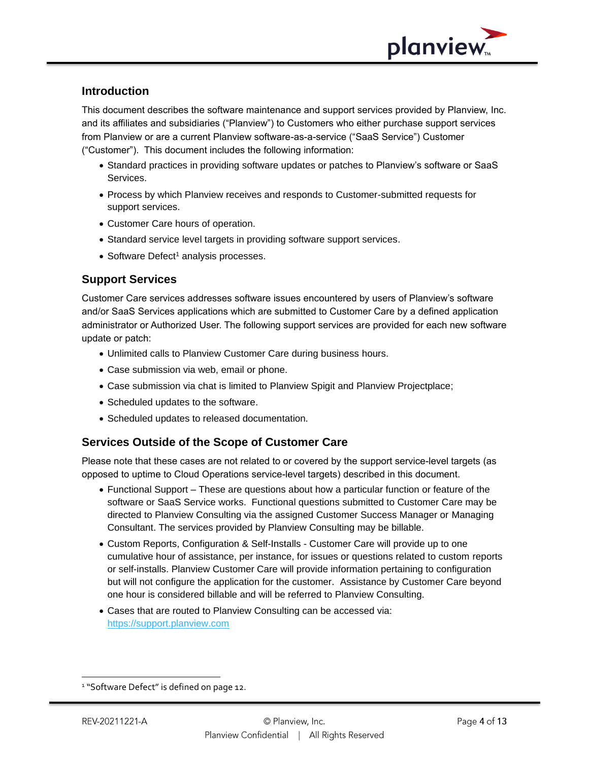## Introduction

This document describes the software maintenance and support services provided by Planview, Inc. and its affiliates and subsidiaries ("Planview") to Customers who either purchase support services from Planview or are a current Planview software-as-a-service ("SaaS Service") Customer ("Customer"). This document includes the following information:

- Standard practices in providing software updates or patches to Planview's software or SaaS Services.
- Process by which Planview receives and responds to Customer-submitted requests for support services.
- Customer Care hours of operation.
- Standard service level targets in providing software support services.
- Software Defect[1] analysis processes.

## Support Services

Customer Care services addresses software issues encountered by users of Planview's software and/or SaaS Services applications which are submitted to Customer Care by a defined application administrator or Authorized User. The following support services are provided for each new software update or patch:

- Unlimited calls to Planview Customer Care during business hours.
- Case submission via web, email or phone.
- Case submission via chat is limited to Planview Spigit and Planview Projectplace;
- Scheduled updates to the software.
- Scheduled updates to released documentation.

## Services Outside of the Scope of Customer Care

Please note that these cases are not related to or covered by the support service-level targets (as opposed to uptime to Cloud Operations service-level targets) described in this document.

- Functional Support – These are questions about how a particular function or feature of the software or SaaS Service works. Functional questions submitted to Customer Care may be directed to Planview Consulting via the assigned Customer Success Manager or Managing Consultant. The services provided by Planview Consulting may be billable.
- Custom Reports, Configuration & Self-Installs - Customer Care will provide up to one cumulative hour of assistance, per instance, for issues or questions related to custom reports or self-installs. Planview Customer Care will provide information pertaining to configuration but will not configure the application for the customer. Assistance by Customer Care beyond one hour is considered billable and will be referred to Planview Consulting.
- Cases that are routed to Planview Consulting can be accessed via: [https://support.planview.com](https://support.planview.com)

---

[1] "Software Defect" is defined on page 12.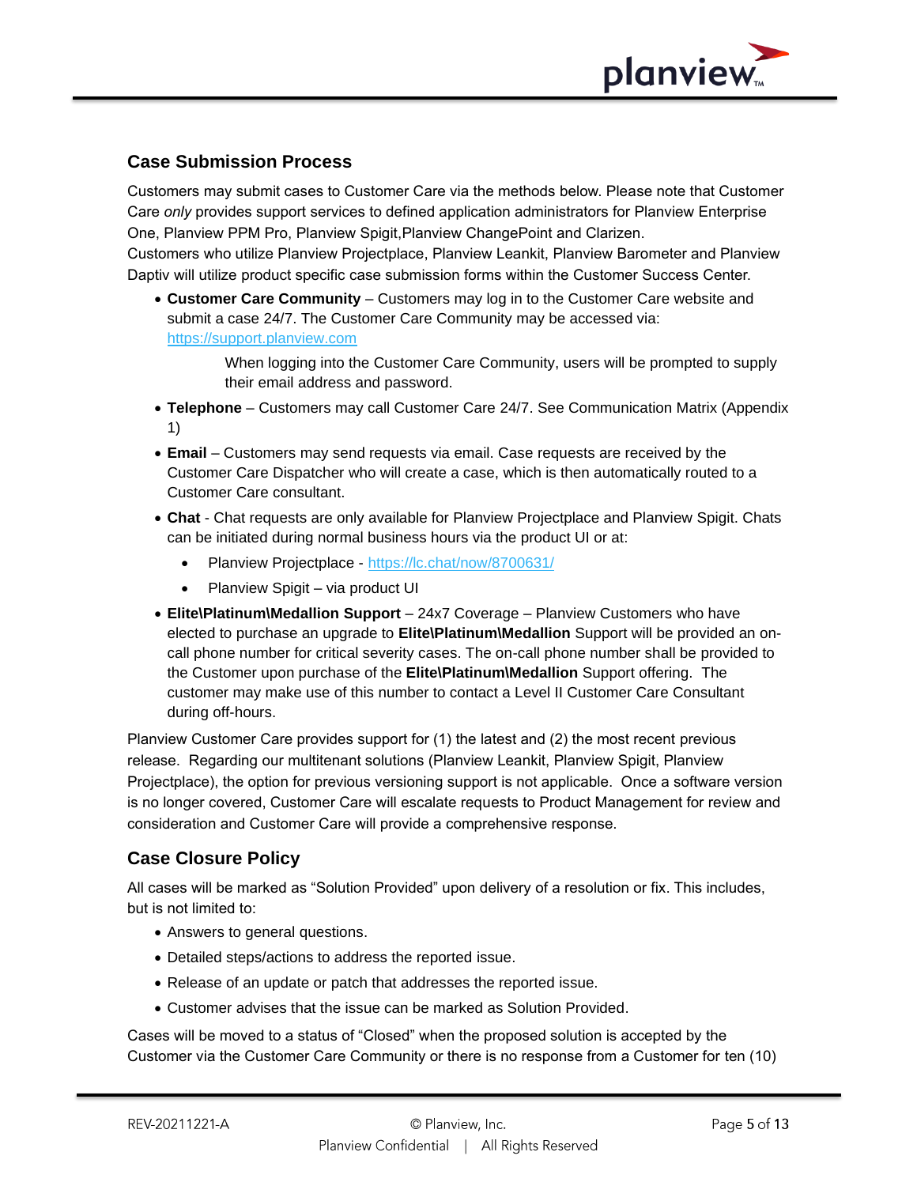## Case Submission Process

Customers may submit cases to Customer Care via the methods below. Please note that Customer Care *only* provides support services to defined application administrators for Planview Enterprise One, Planview PPM Pro, Planview Spigit,Planview ChangePoint and Clarizen.
Customers who utilize Planview Projectplace, Planview Leankit, Planview Barometer and Planview Daptiv will utilize product specific case submission forms within the Customer Success Center.

- **Customer Care Community** – Customers may log in to the Customer Care website and submit a case 24/7. The Customer Care Community may be accessed via: https://support.planview.com

  When logging into the Customer Care Community, users will be prompted to supply their email address and password.

- **Telephone** – Customers may call Customer Care 24/7. See Communication Matrix (Appendix 1)
- **Email** – Customers may send requests via email. Case requests are received by the Customer Care Dispatcher who will create a case, which is then automatically routed to a Customer Care consultant.
- **Chat** - Chat requests are only available for Planview Projectplace and Planview Spigit. Chats can be initiated during normal business hours via the product UI or at:
  - Planview Projectplace - https://lc.chat/now/8700631/
  - Planview Spigit – via product UI
- **Elite\Platinum\Medallion Support** – 24x7 Coverage – Planview Customers who have elected to purchase an upgrade to **Elite\Platinum\Medallion** Support will be provided an on-call phone number for critical severity cases. The on-call phone number shall be provided to the Customer upon purchase of the **Elite\Platinum\Medallion** Support offering. The customer may make use of this number to contact a Level II Customer Care Consultant during off-hours.

Planview Customer Care provides support for (1) the latest and (2) the most recent previous release. Regarding our multitenant solutions (Planview Leankit, Planview Spigit, Planview Projectplace), the option for previous versioning support is not applicable. Once a software version is no longer covered, Customer Care will escalate requests to Product Management for review and consideration and Customer Care will provide a comprehensive response.

## Case Closure Policy

All cases will be marked as "Solution Provided" upon delivery of a resolution or fix. This includes, but is not limited to:

- Answers to general questions.
- Detailed steps/actions to address the reported issue.
- Release of an update or patch that addresses the reported issue.
- Customer advises that the issue can be marked as Solution Provided.

Cases will be moved to a status of "Closed" when the proposed solution is accepted by the Customer via the Customer Care Community or there is no response from a Customer for ten (10)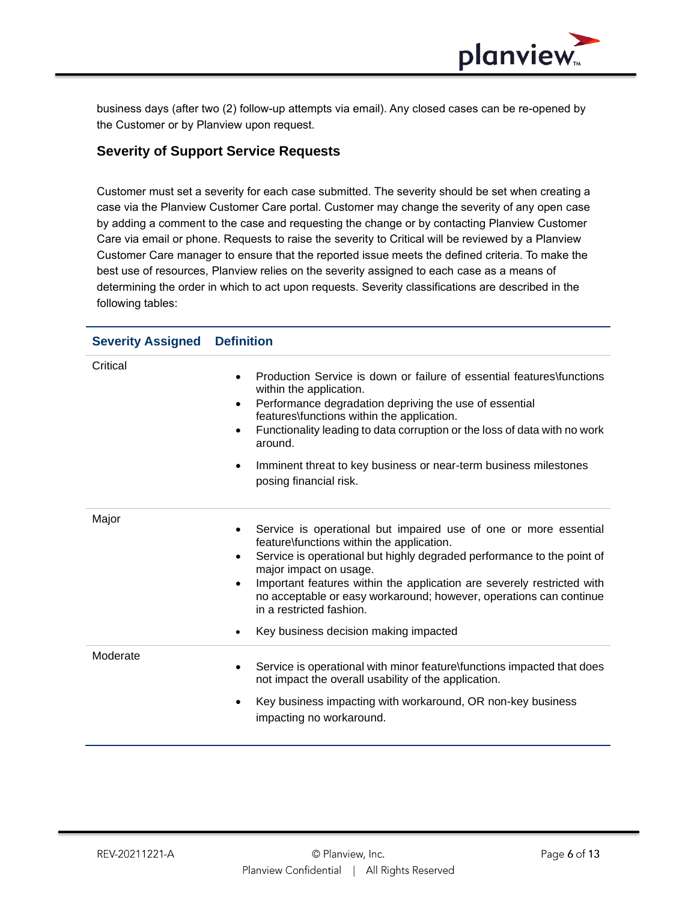business days (after two (2) follow-up attempts via email). Any closed cases can be re-opened by the Customer or by Planview upon request.

### Severity of Support Service Requests

Customer must set a severity for each case submitted. The severity should be set when creating a case via the Planview Customer Care portal. Customer may change the severity of any open case by adding a comment to the case and requesting the change or by contacting Planview Customer Care via email or phone. Requests to raise the severity to Critical will be reviewed by a Planview Customer Care manager to ensure that the reported issue meets the defined criteria. To make the best use of resources, Planview relies on the severity assigned to each case as a means of determining the order in which to act upon requests. Severity classifications are described in the following tables:

| Severity Assigned | Definition |
|---|---|
| Critical | • Production Service is down or failure of essential features\functions within the application.<br>• Performance degradation depriving the use of essential features\functions within the application.<br>• Functionality leading to data corruption or the loss of data with no work around.<br>• Imminent threat to key business or near-term business milestones posing financial risk. |
| Major | • Service is operational but impaired use of one or more essential feature\functions within the application.<br>• Service is operational but highly degraded performance to the point of major impact on usage.<br>• Important features within the application are severely restricted with no acceptable or easy workaround; however, operations can continue in a restricted fashion.<br>• Key business decision making impacted |
| Moderate | • Service is operational with minor feature\functions impacted that does not impact the overall usability of the application.<br>• Key business impacting with workaround, OR non-key business impacting no workaround. |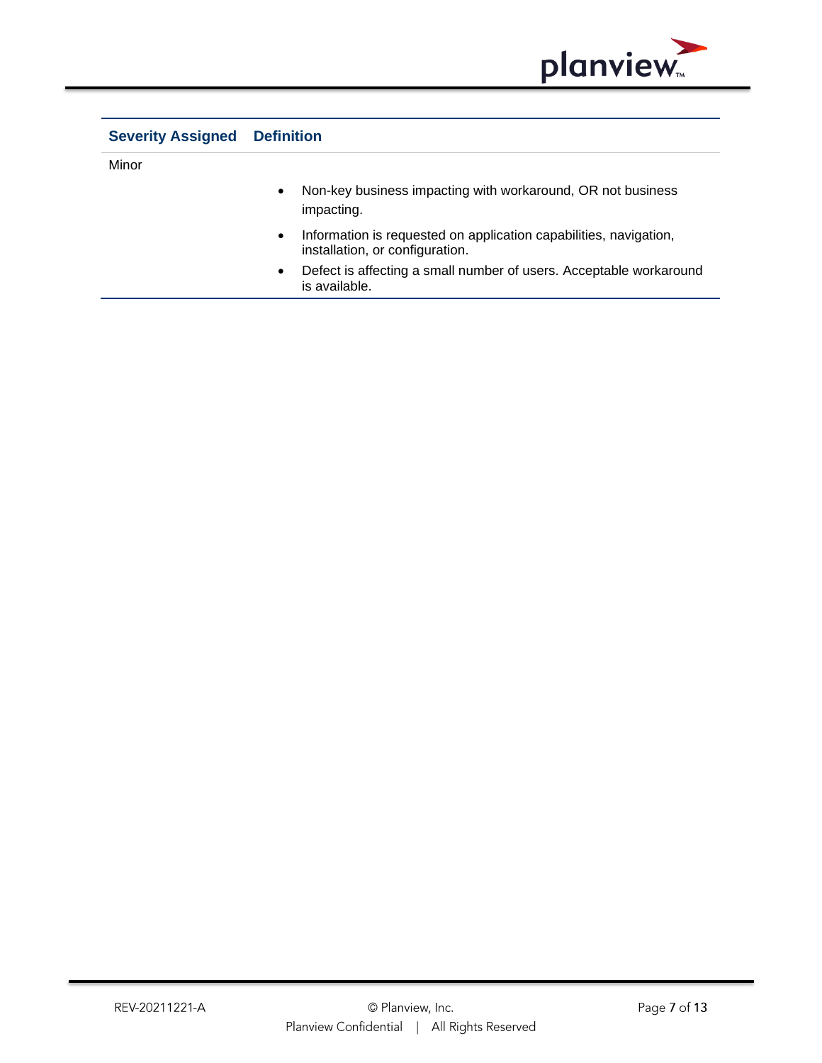| Severity Assigned | Definition |
|---|---|
| Minor | • Non-key business impacting with workaround, OR not business impacting.<br>• Information is requested on application capabilities, navigation, installation, or configuration.<br>• Defect is affecting a small number of users. Acceptable workaround is available. |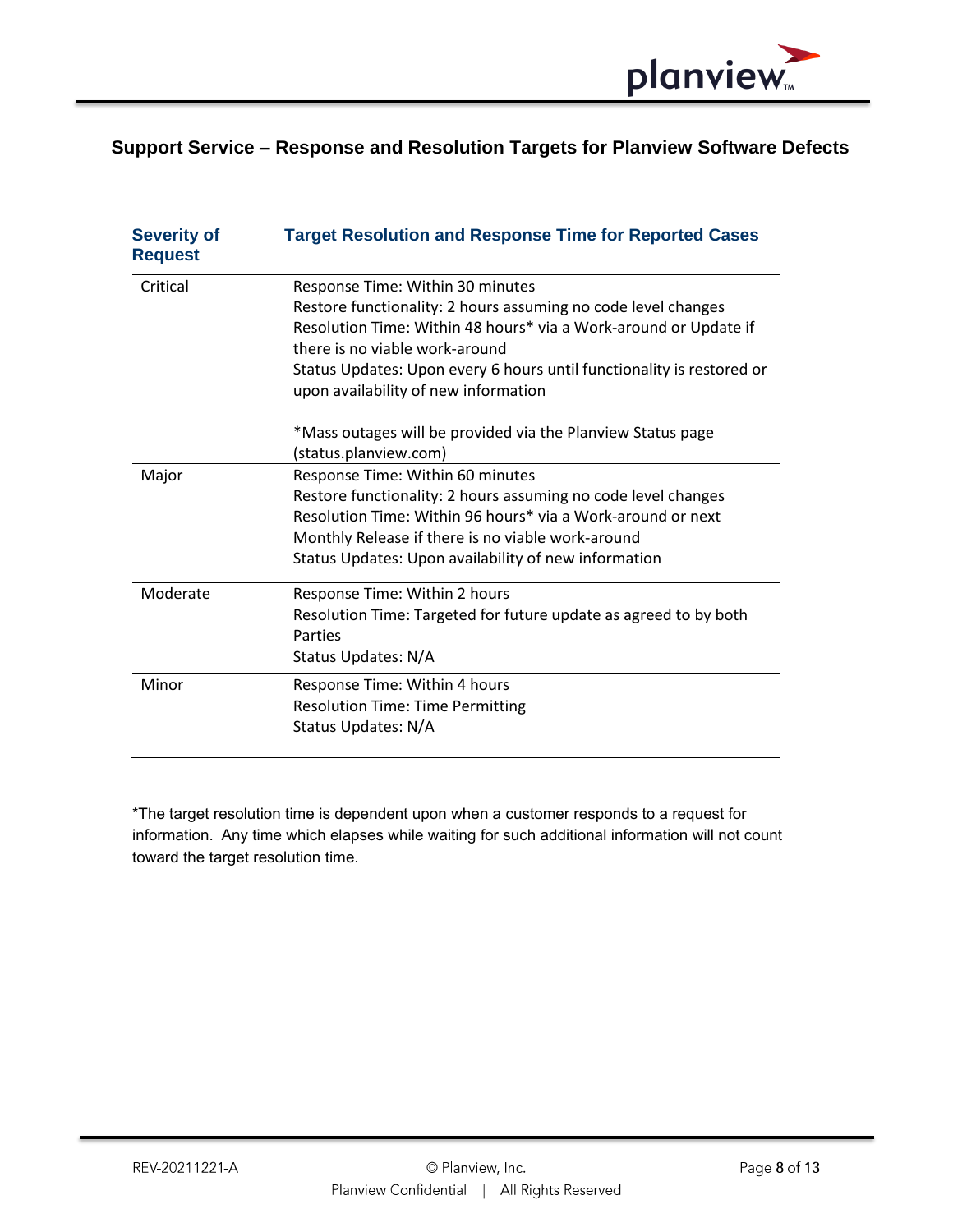## Support Service – Response and Resolution Targets for Planview Software Defects

| Severity of Request | Target Resolution and Response Time for Reported Cases |
| --- | --- |
| Critical | Response Time: Within 30 minutes<br>Restore functionality: 2 hours assuming no code level changes<br>Resolution Time: Within 48 hours* via a Work-around or Update if there is no viable work-around<br>Status Updates: Upon every 6 hours until functionality is restored or upon availability of new information<br><br>*Mass outages will be provided via the Planview Status page (status.planview.com) |
| Major | Response Time: Within 60 minutes<br>Restore functionality: 2 hours assuming no code level changes<br>Resolution Time: Within 96 hours* via a Work-around or next Monthly Release if there is no viable work-around<br>Status Updates: Upon availability of new information |
| Moderate | Response Time: Within 2 hours<br>Resolution Time: Targeted for future update as agreed to by both Parties<br>Status Updates: N/A |
| Minor | Response Time: Within 4 hours<br>Resolution Time: Time Permitting<br>Status Updates: N/A |

*The target resolution time is dependent upon when a customer responds to a request for information. Any time which elapses while waiting for such additional information will not count toward the target resolution time.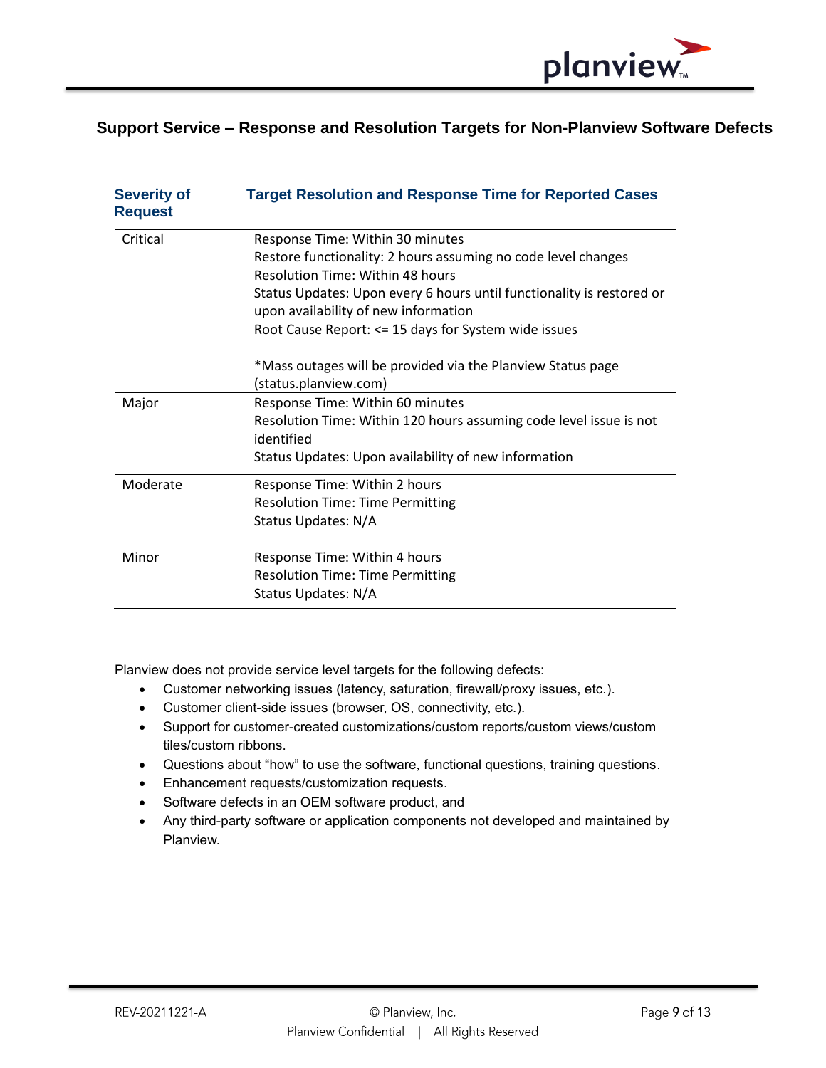## Support Service – Response and Resolution Targets for Non-Planview Software Defects

| Severity of Request | Target Resolution and Response Time for Reported Cases |
|---|---|
| Critical | Response Time: Within 30 minutes<br>Restore functionality: 2 hours assuming no code level changes<br>Resolution Time: Within 48 hours<br>Status Updates: Upon every 6 hours until functionality is restored or upon availability of new information<br>Root Cause Report: <= 15 days for System wide issues<br><br>*Mass outages will be provided via the Planview Status page (status.planview.com) |
| Major | Response Time: Within 60 minutes<br>Resolution Time: Within 120 hours assuming code level issue is not identified<br>Status Updates: Upon availability of new information |
| Moderate | Response Time: Within 2 hours<br>Resolution Time: Time Permitting<br>Status Updates: N/A |
| Minor | Response Time: Within 4 hours<br>Resolution Time: Time Permitting<br>Status Updates: N/A |

Planview does not provide service level targets for the following defects:

- Customer networking issues (latency, saturation, firewall/proxy issues, etc.).
- Customer client-side issues (browser, OS, connectivity, etc.).
- Support for customer-created customizations/custom reports/custom views/custom tiles/custom ribbons.
- Questions about “how” to use the software, functional questions, training questions.
- Enhancement requests/customization requests.
- Software defects in an OEM software product, and
- Any third-party software or application components not developed and maintained by Planview.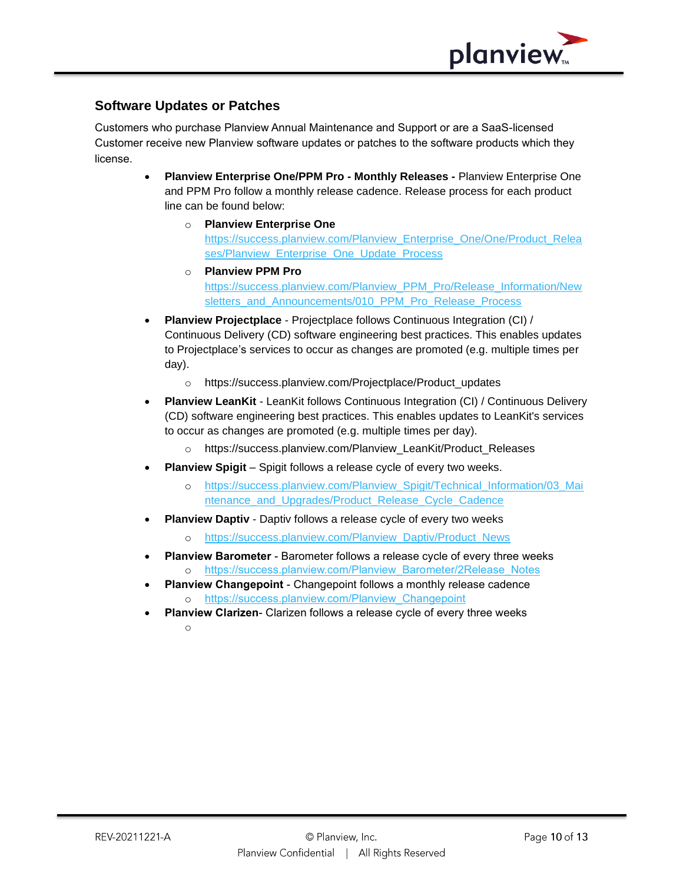## Software Updates or Patches

Customers who purchase Planview Annual Maintenance and Support or are a SaaS-licensed Customer receive new Planview software updates or patches to the software products which they license.

- **Planview Enterprise One/PPM Pro - Monthly Releases -** Planview Enterprise One and PPM Pro follow a monthly release cadence. Release process for each product line can be found below:
  - **Planview Enterprise One**
    https://success.planview.com/Planview_Enterprise_One/One/Product_Releases/Planview_Enterprise_One_Update_Process
  - **Planview PPM Pro**
    https://success.planview.com/Planview_PPM_Pro/Release_Information/Newsletters_and_Announcements/010_PPM_Pro_Release_Process
- **Planview Projectplace** - Projectplace follows Continuous Integration (CI) / Continuous Delivery (CD) software engineering best practices. This enables updates to Projectplace's services to occur as changes are promoted (e.g. multiple times per day).
  - https://success.planview.com/Projectplace/Product_updates
- **Planview LeanKit** - LeanKit follows Continuous Integration (CI) / Continuous Delivery (CD) software engineering best practices. This enables updates to LeanKit's services to occur as changes are promoted (e.g. multiple times per day).
  - https://success.planview.com/Planview_LeanKit/Product_Releases
- **Planview Spigit** – Spigit follows a release cycle of every two weeks.
  - https://success.planview.com/Planview_Spigit/Technical_Information/03_Maintenance_and_Upgrades/Product_Release_Cycle_Cadence
- **Planview Daptiv** - Daptiv follows a release cycle of every two weeks
  - https://success.planview.com/Planview_Daptiv/Product_News
- **Planview Barometer** - Barometer follows a release cycle of every three weeks
  - https://success.planview.com/Planview_Barometer/2Release_Notes
- **Planview Changepoint** - Changepoint follows a monthly release cadence
  - https://success.planview.com/Planview_Changepoint
- **Planview Clarizen**- Clarizen follows a release cycle of every three weeks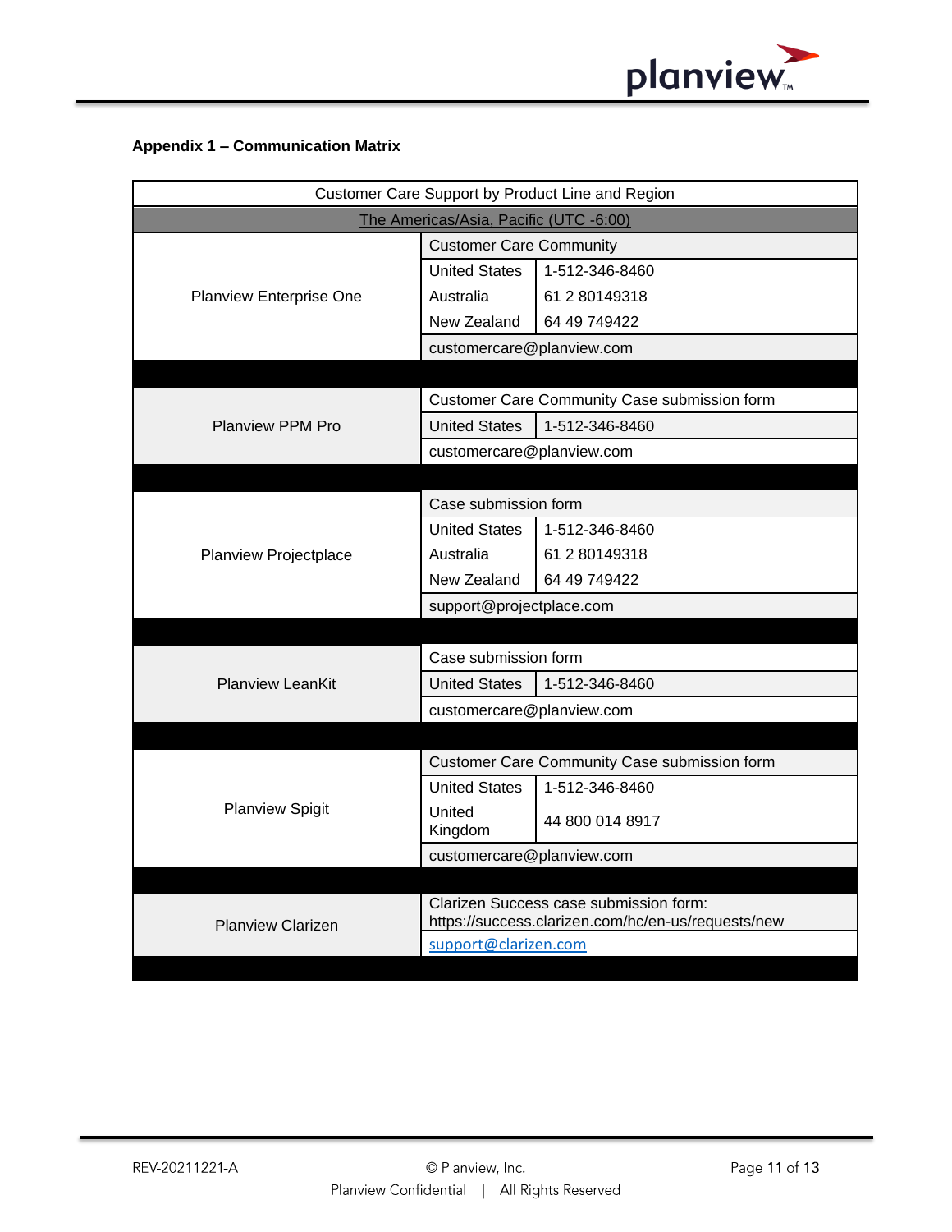**Appendix 1 – Communication Matrix**

| Customer Care Support by Product Line and Region | | |
|---|---|---|
| The Americas/Asia, Pacific (UTC -6:00) | | |
| Planview Enterprise One | Customer Care Community | |
| | United States | 1-512-346-8460 |
| | Australia | 61 2 80149318 |
| | New Zealand | 64 49 749422 |
| | customercare@planview.com | |
| | | |
| Planview PPM Pro | Customer Care Community Case submission form | |
| | United States | 1-512-346-8460 |
| | customercare@planview.com | |
| | | |
| Planview Projectplace | Case submission form | |
| | United States | 1-512-346-8460 |
| | Australia | 61 2 80149318 |
| | New Zealand | 64 49 749422 |
| | support@projectplace.com | |
| | | |
| Planview LeanKit | Case submission form | |
| | United States | 1-512-346-8460 |
| | customercare@planview.com | |
| | | |
| Planview Spigit | Customer Care Community Case submission form | |
| | United States | 1-512-346-8460 |
| | United Kingdom | 44 800 014 8917 |
| | customercare@planview.com | |
| | | |
| Planview Clarizen | Clarizen Success case submission form: https://success.clarizen.com/hc/en-us/requests/new | |
| | support@clarizen.com | |

REV-20211221-A

© Planview, Inc.
Planview Confidential | All Rights Reserved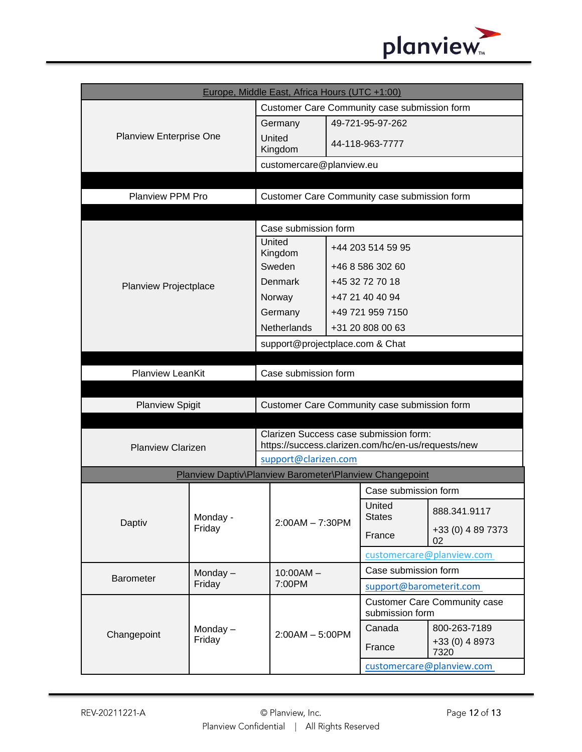| Europe, Middle East, Africa Hours (UTC +1:00) | | |
|---|---|---|
| Planview Enterprise One | Customer Care Community case submission form | |
| | Germany | 49-721-95-97-262 |
| | United Kingdom | 44-118-963-7777 |
| | customercare@planview.eu | |
| | | |
| Planview PPM Pro | Customer Care Community case submission form | |
| | | |
| Planview Projectplace | Case submission form | |
| | United Kingdom | +44 203 514 59 95 |
| | Sweden | +46 8 586 302 60 |
| | Denmark | +45 32 72 70 18 |
| | Norway | +47 21 40 40 94 |
| | Germany | +49 721 959 7150 |
| | Netherlands | +31 20 808 00 63 |
| | support@projectplace.com & Chat | |
| | | |
| Planview LeanKit | Case submission form | |
| | | |
| Planview Spigit | Customer Care Community case submission form | |
| | | |
| Planview Clarizen | Clarizen Success case submission form: https://success.clarizen.com/hc/en-us/requests/new | |
| | support@clarizen.com | |

| Planview Daptiv\Planview Barometer\Planview Changepoint | | | | |
|---|---|---|---|---|
| Daptiv | Monday - Friday | 2:00AM – 7:30PM | Case submission form | |
| | | | United States | 888.341.9117 |
| | | | France | +33 (0) 4 89 7373 02 |
| | | | customercare@planview.com | |
| Barometer | Monday – Friday | 10:00AM – 7:00PM | Case submission form | |
| | | | support@barometerit.com | |
| Changepoint | Monday – Friday | 2:00AM – 5:00PM | Customer Care Community case submission form | |
| | | | Canada | 800-263-7189 |
| | | | France | +33 (0) 4 8973 7320 |
| | | | customercare@planview.com | |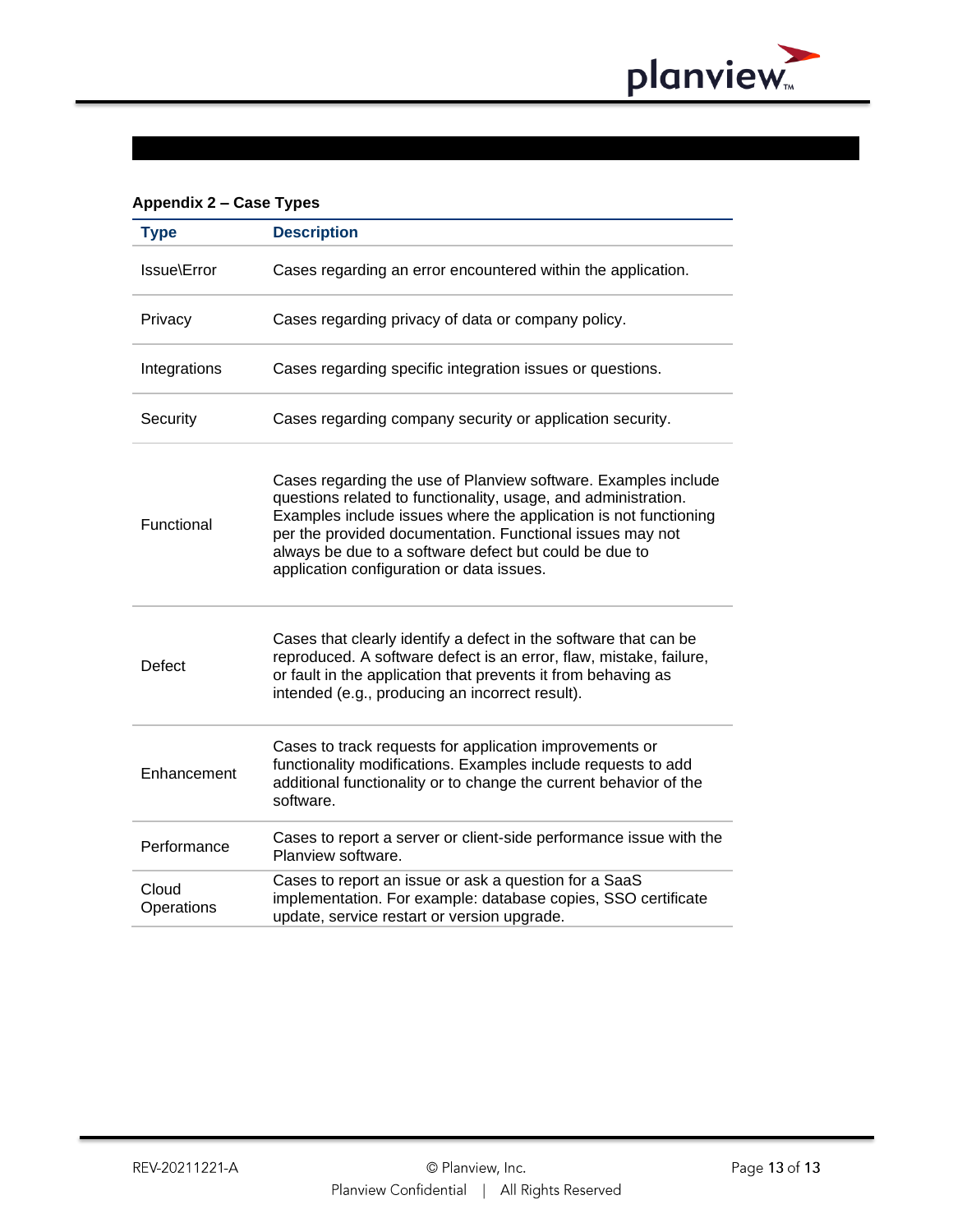**Appendix 2 – Case Types**

| Type | Description |
|---|---|
| Issue\Error | Cases regarding an error encountered within the application. |
| Privacy | Cases regarding privacy of data or company policy. |
| Integrations | Cases regarding specific integration issues or questions. |
| Security | Cases regarding company security or application security. |
| Functional | Cases regarding the use of Planview software. Examples include questions related to functionality, usage, and administration. Examples include issues where the application is not functioning per the provided documentation. Functional issues may not always be due to a software defect but could be due to application configuration or data issues. |
| Defect | Cases that clearly identify a defect in the software that can be reproduced. A software defect is an error, flaw, mistake, failure, or fault in the application that prevents it from behaving as intended (e.g., producing an incorrect result). |
| Enhancement | Cases to track requests for application improvements or functionality modifications. Examples include requests to add additional functionality or to change the current behavior of the software. |
| Performance | Cases to report a server or client-side performance issue with the Planview software. |
| Cloud Operations | Cases to report an issue or ask a question for a SaaS implementation. For example: database copies, SSO certificate update, service restart or version upgrade. |